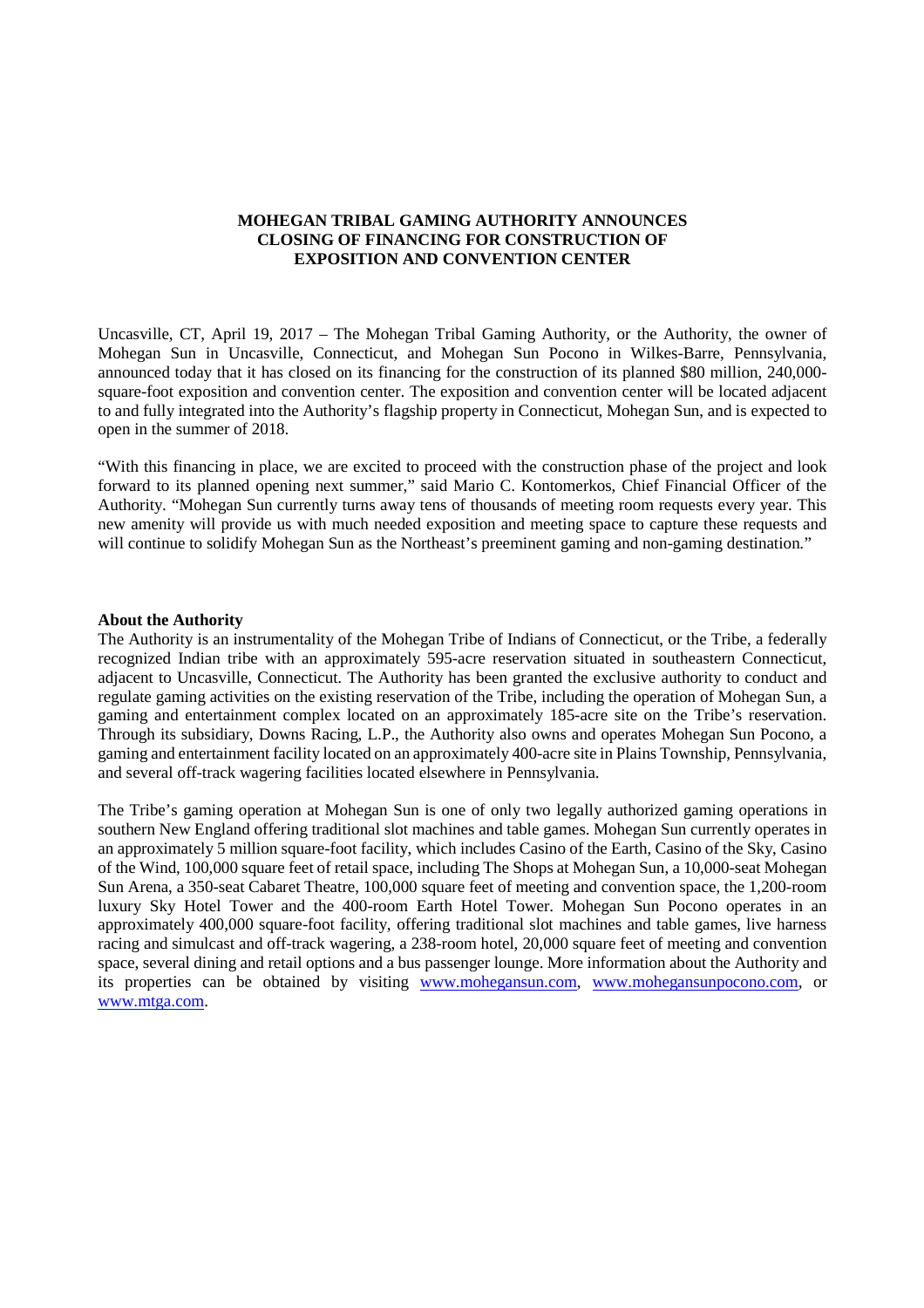**MOHEGAN TRIBAL GAMING AUTHORITY ANNOUNCES CLOSING OF FINANCING FOR CONSTRUCTION OF EXPOSITION AND CONVENTION CENTER**

Uncasville, CT, April 19, 2017 – The Mohegan Tribal Gaming Authority, or the Authority, the owner of Mohegan Sun in Uncasville, Connecticut, and Mohegan Sun Pocono in Wilkes-Barre, Pennsylvania, announced today that it has closed on its financing for the construction of its planned $80 million, 240,000-square-foot exposition and convention center. The exposition and convention center will be located adjacent to and fully integrated into the Authority's flagship property in Connecticut, Mohegan Sun, and is expected to open in the summer of 2018.

"With this financing in place, we are excited to proceed with the construction phase of the project and look forward to its planned opening next summer," said Mario C. Kontomerkos, Chief Financial Officer of the Authority. "Mohegan Sun currently turns away tens of thousands of meeting room requests every year. This new amenity will provide us with much needed exposition and meeting space to capture these requests and will continue to solidify Mohegan Sun as the Northeast's preeminent gaming and non-gaming destination."

**About the Authority**

The Authority is an instrumentality of the Mohegan Tribe of Indians of Connecticut, or the Tribe, a federally recognized Indian tribe with an approximately 595-acre reservation situated in southeastern Connecticut, adjacent to Uncasville, Connecticut. The Authority has been granted the exclusive authority to conduct and regulate gaming activities on the existing reservation of the Tribe, including the operation of Mohegan Sun, a gaming and entertainment complex located on an approximately 185-acre site on the Tribe's reservation. Through its subsidiary, Downs Racing, L.P., the Authority also owns and operates Mohegan Sun Pocono, a gaming and entertainment facility located on an approximately 400-acre site in Plains Township, Pennsylvania, and several off-track wagering facilities located elsewhere in Pennsylvania.

The Tribe's gaming operation at Mohegan Sun is one of only two legally authorized gaming operations in southern New England offering traditional slot machines and table games. Mohegan Sun currently operates in an approximately 5 million square-foot facility, which includes Casino of the Earth, Casino of the Sky, Casino of the Wind, 100,000 square feet of retail space, including The Shops at Mohegan Sun, a 10,000-seat Mohegan Sun Arena, a 350-seat Cabaret Theatre, 100,000 square feet of meeting and convention space, the 1,200-room luxury Sky Hotel Tower and the 400-room Earth Hotel Tower. Mohegan Sun Pocono operates in an approximately 400,000 square-foot facility, offering traditional slot machines and table games, live harness racing and simulcast and off-track wagering, a 238-room hotel, 20,000 square feet of meeting and convention space, several dining and retail options and a bus passenger lounge. More information about the Authority and its properties can be obtained by visiting www.mohegansun.com, www.mohegansunpocono.com, or www.mtga.com.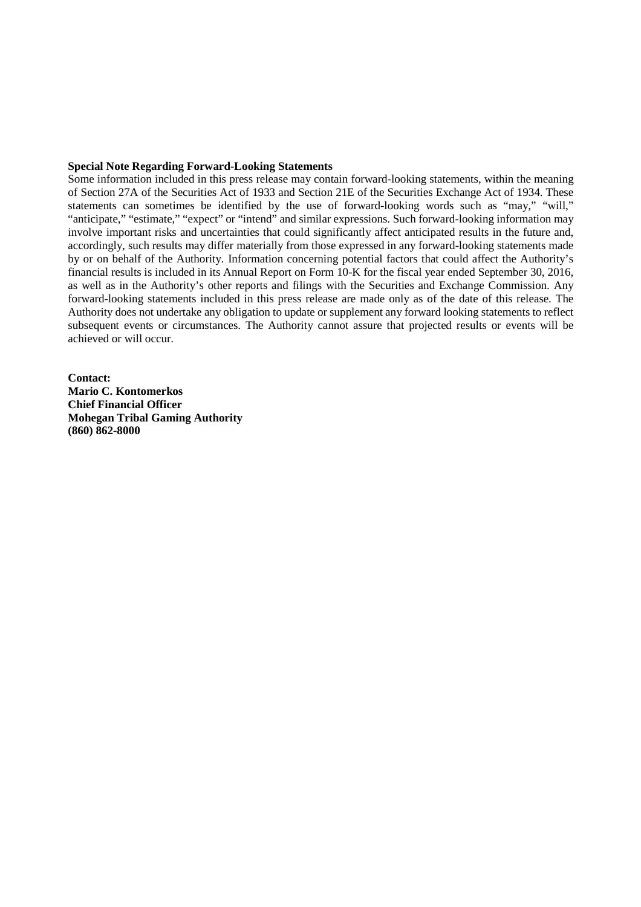**Special Note Regarding Forward-Looking Statements**

Some information included in this press release may contain forward-looking statements, within the meaning of Section 27A of the Securities Act of 1933 and Section 21E of the Securities Exchange Act of 1934. These statements can sometimes be identified by the use of forward-looking words such as "may," "will," "anticipate," "estimate," "expect" or "intend" and similar expressions. Such forward-looking information may involve important risks and uncertainties that could significantly affect anticipated results in the future and, accordingly, such results may differ materially from those expressed in any forward-looking statements made by or on behalf of the Authority. Information concerning potential factors that could affect the Authority's financial results is included in its Annual Report on Form 10-K for the fiscal year ended September 30, 2016, as well as in the Authority's other reports and filings with the Securities and Exchange Commission. Any forward-looking statements included in this press release are made only as of the date of this release. The Authority does not undertake any obligation to update or supplement any forward looking statements to reflect subsequent events or circumstances. The Authority cannot assure that projected results or events will be achieved or will occur.

**Contact:**
**Mario C. Kontomerkos**
**Chief Financial Officer**
**Mohegan Tribal Gaming Authority**
**(860) 862-8000**